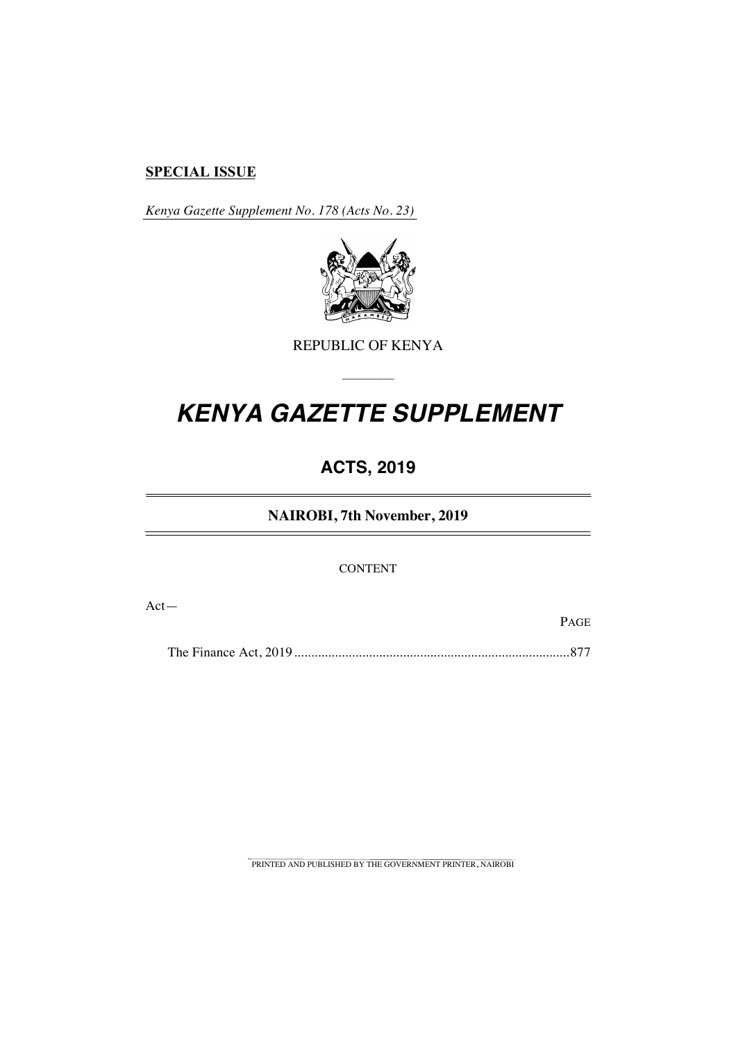**SPECIAL ISSUE**

*Kenya Gazette Supplement No. 178 (Acts No. 23)*

REPUBLIC OF KENYA

# *KENYA GAZETTE SUPPLEMENT*

## ACTS, 2019

### NAIROBI, 7th November, 2019

CONTENT

Act—

| | PAGE |
|---|---|
| The Finance Act, 2019 | 877 |

PRINTED AND PUBLISHED BY THE GOVERNMENT PRINTER, NAIROBI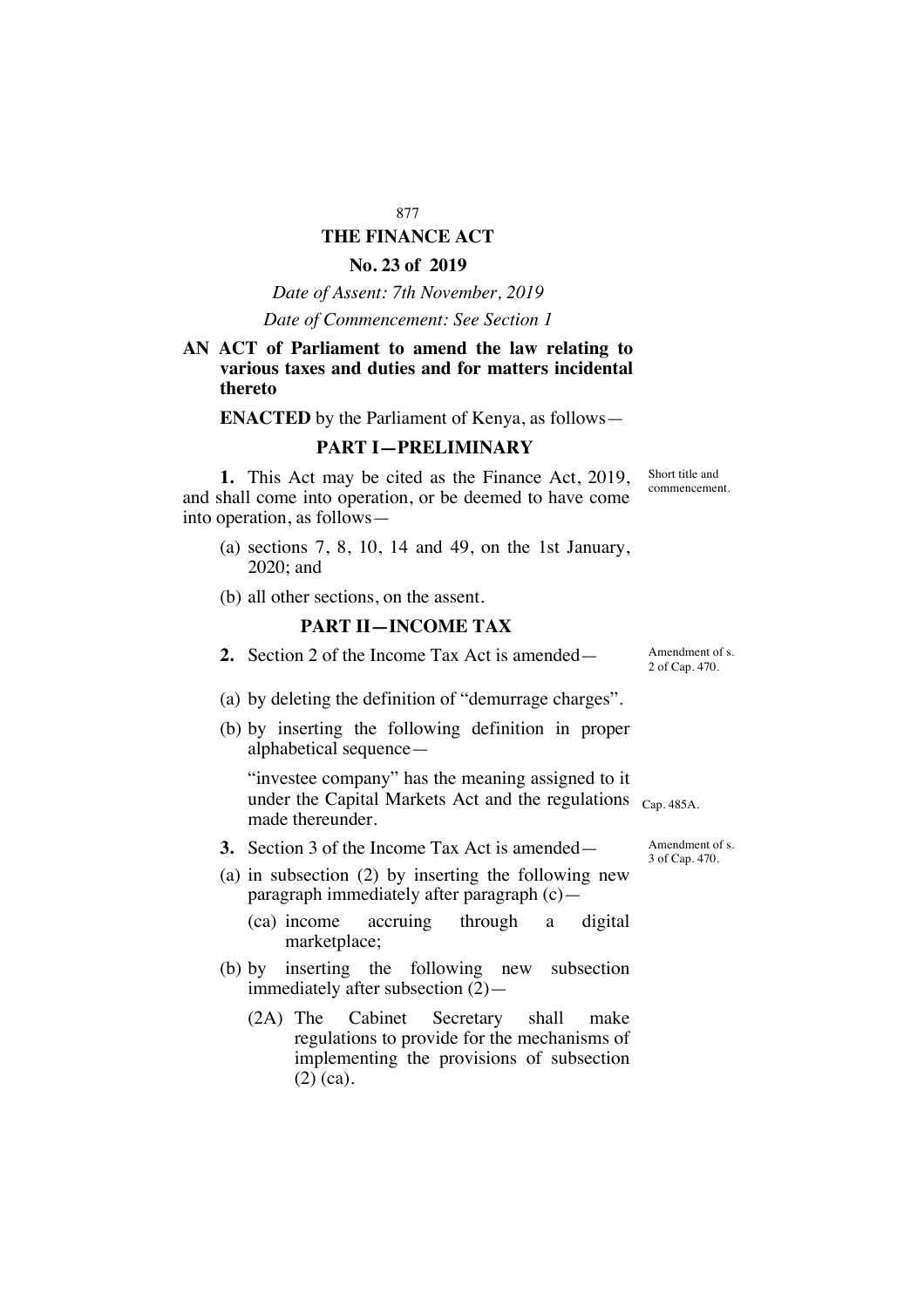# THE FINANCE ACT

## No. 23 of 2019

*Date of Assent: 7th November, 2019*

*Date of Commencement: See Section 1*

**AN ACT of Parliament to amend the law relating to various taxes and duties and for matters incidental thereto**

**ENACTED** by the Parliament of Kenya, as follows—

## PART I—PRELIMINARY

Short title and commencement.

**1.** This Act may be cited as the Finance Act, 2019, and shall come into operation, or be deemed to have come into operation, as follows—

(a) sections 7, 8, 10, 14 and 49, on the 1st January, 2020; and

(b) all other sections, on the assent.

## PART II—INCOME TAX

Amendment of s. 2 of Cap. 470.

**2.** Section 2 of the Income Tax Act is amended—

(a) by deleting the definition of "demurrage charges".

(b) by inserting the following definition in proper alphabetical sequence—

"investee company" has the meaning assigned to it under the Capital Markets Act and the regulations made thereunder.

Cap. 485A.

Amendment of s. 3 of Cap. 470.

**3.** Section 3 of the Income Tax Act is amended—

(a) in subsection (2) by inserting the following new paragraph immediately after paragraph (c)—

(ca) income accruing through a digital marketplace;

(b) by inserting the following new subsection immediately after subsection (2)—

(2A) The Cabinet Secretary shall make regulations to provide for the mechanisms of implementing the provisions of subsection (2) (ca).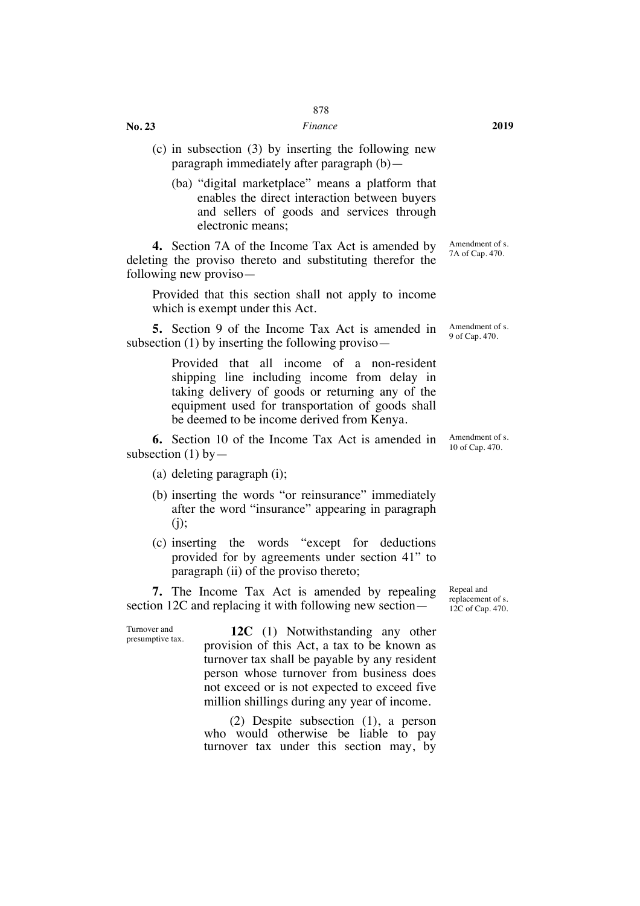(c) in subsection (3) by inserting the following new paragraph immediately after paragraph (b)—

(ba) "digital marketplace" means a platform that enables the direct interaction between buyers and sellers of goods and services through electronic means;

*Amendment of s. 7A of Cap. 470.*

**4.** Section 7A of the Income Tax Act is amended by deleting the proviso thereto and substituting therefor the following new proviso—

Provided that this section shall not apply to income which is exempt under this Act.

*Amendment of s. 9 of Cap. 470.*

**5.** Section 9 of the Income Tax Act is amended in subsection (1) by inserting the following proviso—

Provided that all income of a non-resident shipping line including income from delay in taking delivery of goods or returning any of the equipment used for transportation of goods shall be deemed to be income derived from Kenya.

*Amendment of s. 10 of Cap. 470.*

**6.** Section 10 of the Income Tax Act is amended in subsection (1) by—

(a) deleting paragraph (i);

(b) inserting the words "or reinsurance" immediately after the word "insurance" appearing in paragraph (j);

(c) inserting the words "except for deductions provided for by agreements under section 41" to paragraph (ii) of the proviso thereto;

*Repeal and replacement of s. 12C of Cap. 470.*

**7.** The Income Tax Act is amended by repealing section 12C and replacing it with following new section—

*Turnover and presumptive tax.*

**12C** (1) Notwithstanding any other provision of this Act, a tax to be known as turnover tax shall be payable by any resident person whose turnover from business does not exceed or is not expected to exceed five million shillings during any year of income.

(2) Despite subsection (1), a person who would otherwise be liable to pay turnover tax under this section may, by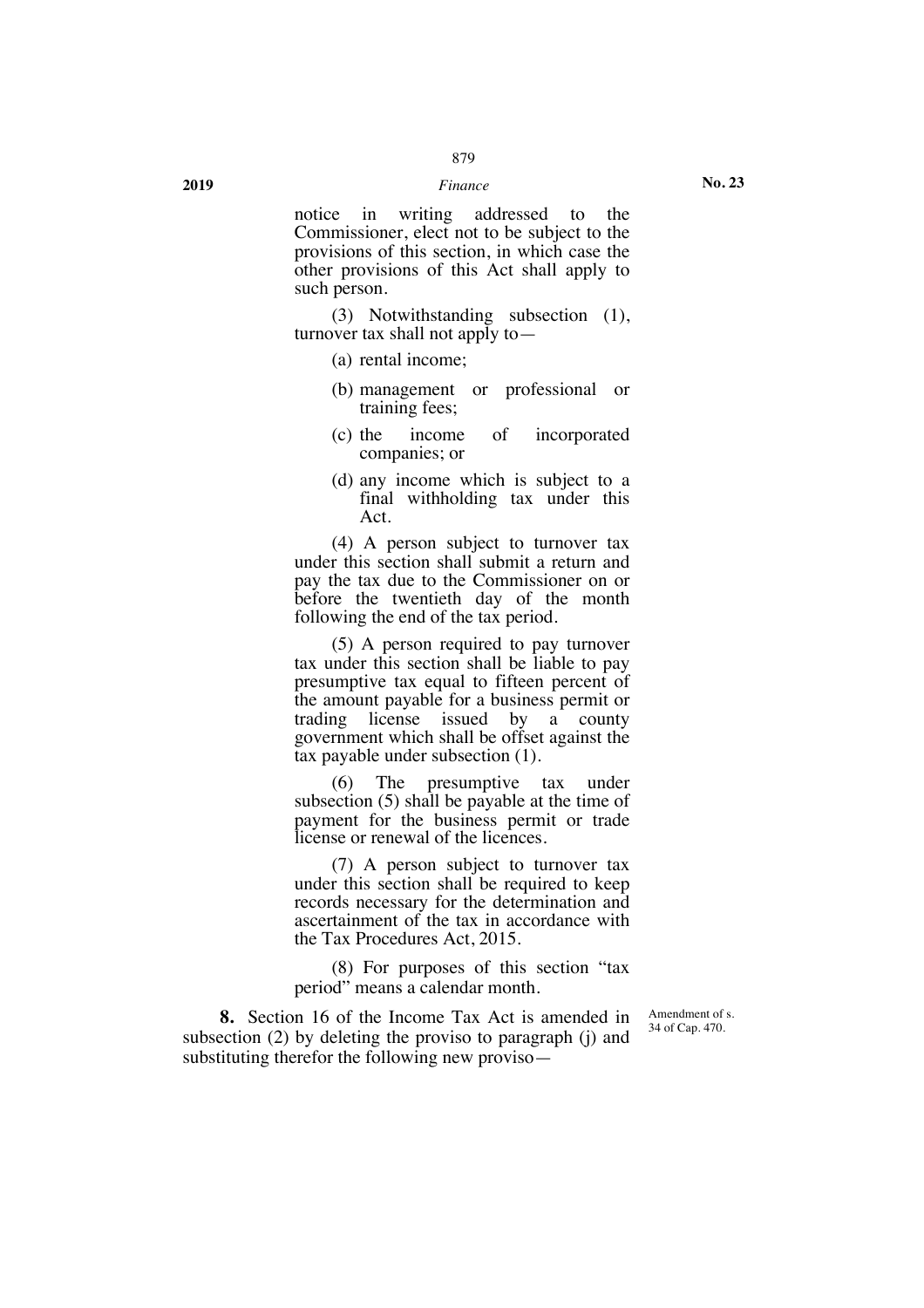notice in writing addressed to the Commissioner, elect not to be subject to the provisions of this section, in which case the other provisions of this Act shall apply to such person.

(3) Notwithstanding subsection (1), turnover tax shall not apply to—

(a) rental income;

(b) management or professional or training fees;

(c) the income of incorporated companies; or

(d) any income which is subject to a final withholding tax under this Act.

(4) A person subject to turnover tax under this section shall submit a return and pay the tax due to the Commissioner on or before the twentieth day of the month following the end of the tax period.

(5) A person required to pay turnover tax under this section shall be liable to pay presumptive tax equal to fifteen percent of the amount payable for a business permit or trading license issued by a county government which shall be offset against the tax payable under subsection (1).

(6) The presumptive tax under subsection (5) shall be payable at the time of payment for the business permit or trade license or renewal of the licences.

(7) A person subject to turnover tax under this section shall be required to keep records necessary for the determination and ascertainment of the tax in accordance with the Tax Procedures Act, 2015.

(8) For purposes of this section "tax period" means a calendar month.

Amendment of s. 34 of Cap. 470.

**8.** Section 16 of the Income Tax Act is amended in subsection (2) by deleting the proviso to paragraph (j) and substituting therefor the following new proviso—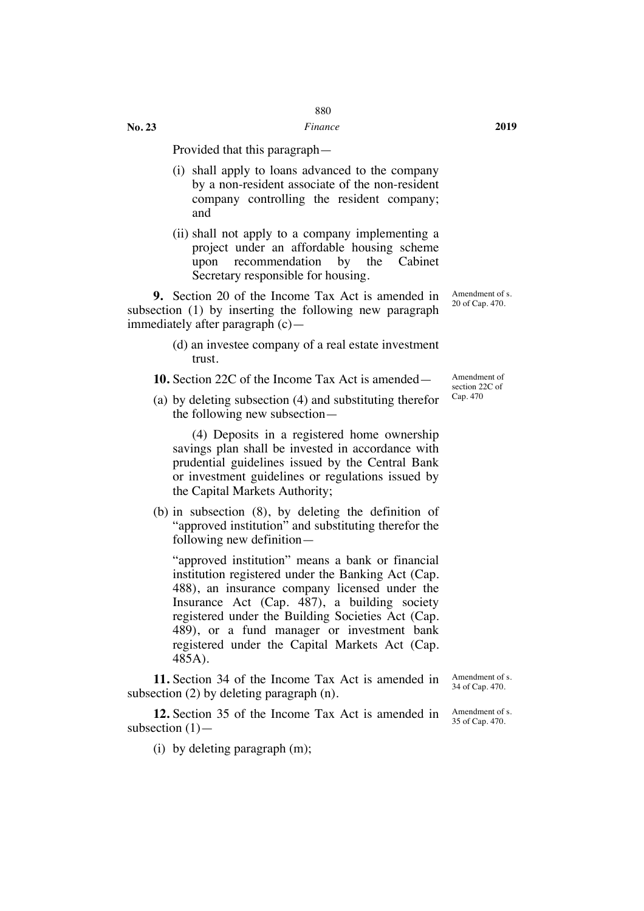Provided that this paragraph—

(i) shall apply to loans advanced to the company by a non-resident associate of the non-resident company controlling the resident company; and

(ii) shall not apply to a company implementing a project under an affordable housing scheme upon recommendation by the Cabinet Secretary responsible for housing.

Amendment of s. 20 of Cap. 470.

**9.** Section 20 of the Income Tax Act is amended in subsection (1) by inserting the following new paragraph immediately after paragraph (c)—

(d) an investee company of a real estate investment trust.

Amendment of section 22C of Cap. 470

**10.** Section 22C of the Income Tax Act is amended—

(a) by deleting subsection (4) and substituting therefor the following new subsection—

(4) Deposits in a registered home ownership savings plan shall be invested in accordance with prudential guidelines issued by the Central Bank or investment guidelines or regulations issued by the Capital Markets Authority;

(b) in subsection (8), by deleting the definition of "approved institution" and substituting therefor the following new definition—

"approved institution" means a bank or financial institution registered under the Banking Act (Cap. 488), an insurance company licensed under the Insurance Act (Cap. 487), a building society registered under the Building Societies Act (Cap. 489), or a fund manager or investment bank registered under the Capital Markets Act (Cap. 485A).

Amendment of s. 34 of Cap. 470.

**11.** Section 34 of the Income Tax Act is amended in subsection (2) by deleting paragraph (n).

Amendment of s. 35 of Cap. 470.

**12.** Section 35 of the Income Tax Act is amended in subsection (1)—

(i) by deleting paragraph (m);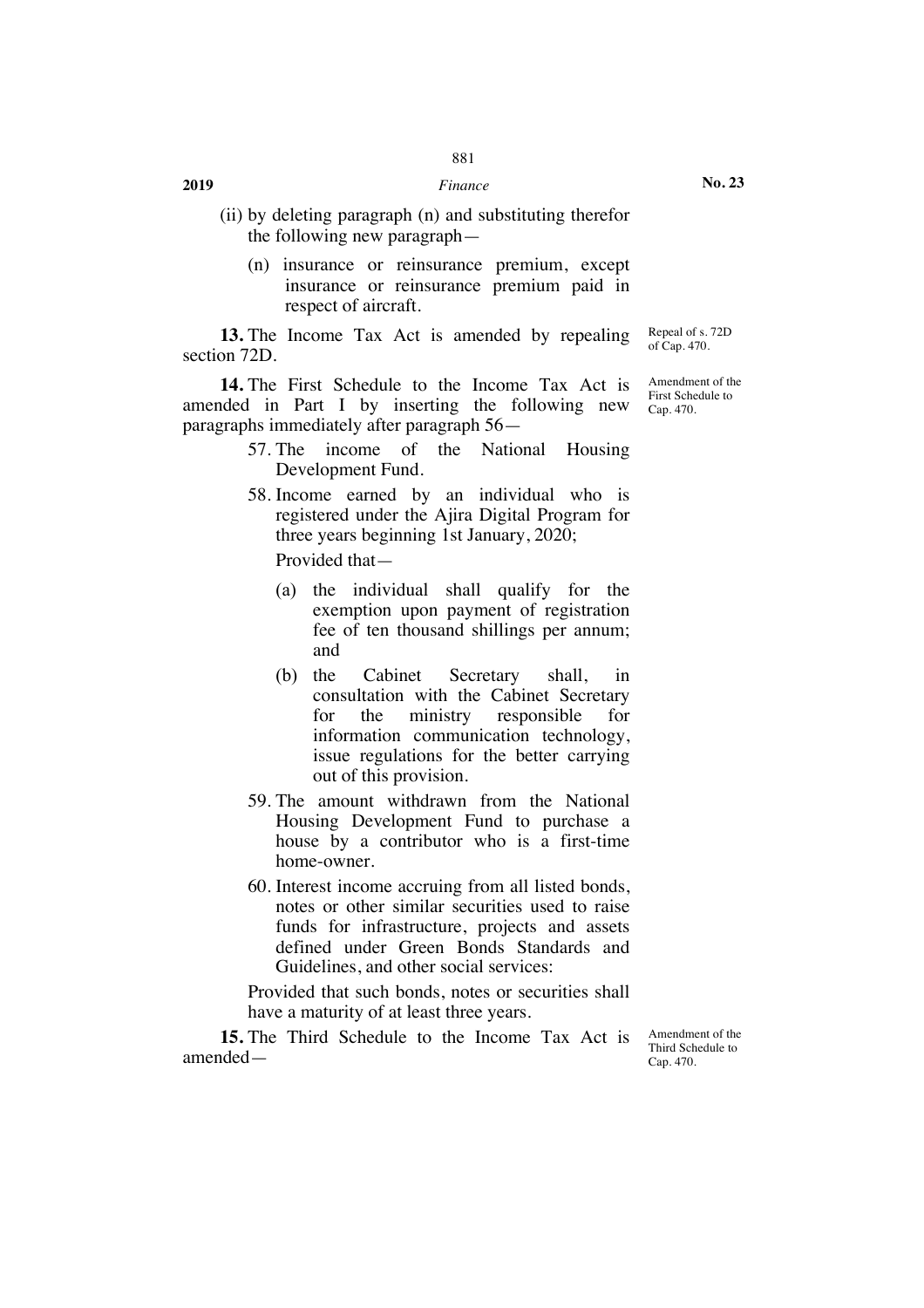(ii) by deleting paragraph (n) and substituting therefor the following new paragraph—

(n) insurance or reinsurance premium, except insurance or reinsurance premium paid in respect of aircraft.

**13.** The Income Tax Act is amended by repealing section 72D.

Repeal of s. 72D of Cap. 470.

**14.** The First Schedule to the Income Tax Act is amended in Part I by inserting the following new paragraphs immediately after paragraph 56—

Amendment of the First Schedule to Cap. 470.

57. The income of the National Housing Development Fund.

58. Income earned by an individual who is registered under the Ajira Digital Program for three years beginning 1st January, 2020;

Provided that—

(a) the individual shall qualify for the exemption upon payment of registration fee of ten thousand shillings per annum; and

(b) the Cabinet Secretary shall, in consultation with the Cabinet Secretary for the ministry responsible for information communication technology, issue regulations for the better carrying out of this provision.

59. The amount withdrawn from the National Housing Development Fund to purchase a house by a contributor who is a first-time home-owner.

60. Interest income accruing from all listed bonds, notes or other similar securities used to raise funds for infrastructure, projects and assets defined under Green Bonds Standards and Guidelines, and other social services:

Provided that such bonds, notes or securities shall have a maturity of at least three years.

**15.** The Third Schedule to the Income Tax Act is amended—

Amendment of the Third Schedule to Cap. 470.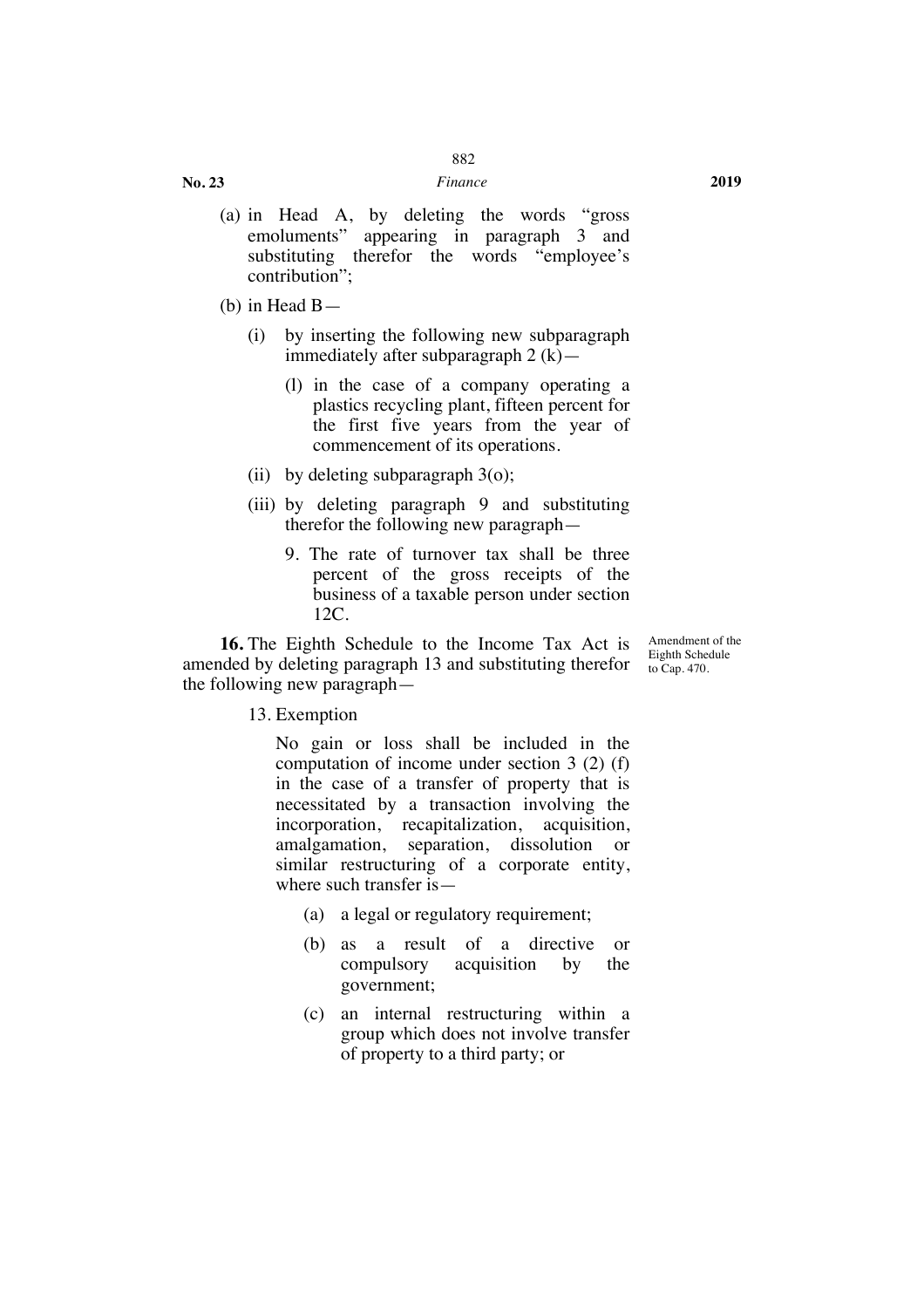(a) in Head A, by deleting the words "gross emoluments" appearing in paragraph 3 and substituting therefor the words "employee's contribution";

(b) in Head B—

(i) by inserting the following new subparagraph immediately after subparagraph 2 (k)—

(l) in the case of a company operating a plastics recycling plant, fifteen percent for the first five years from the year of commencement of its operations.

(ii) by deleting subparagraph 3(o);

(iii) by deleting paragraph 9 and substituting therefor the following new paragraph—

9. The rate of turnover tax shall be three percent of the gross receipts of the business of a taxable person under section 12C.

Amendment of the Eighth Schedule to Cap. 470.

**16.** The Eighth Schedule to the Income Tax Act is amended by deleting paragraph 13 and substituting therefor the following new paragraph—

13. Exemption

No gain or loss shall be included in the computation of income under section 3 (2) (f) in the case of a transfer of property that is necessitated by a transaction involving the incorporation, recapitalization, acquisition, amalgamation, separation, dissolution or similar restructuring of a corporate entity, where such transfer is—

(a) a legal or regulatory requirement;

(b) as a result of a directive or compulsory acquisition by the government;

(c) an internal restructuring within a group which does not involve transfer of property to a third party; or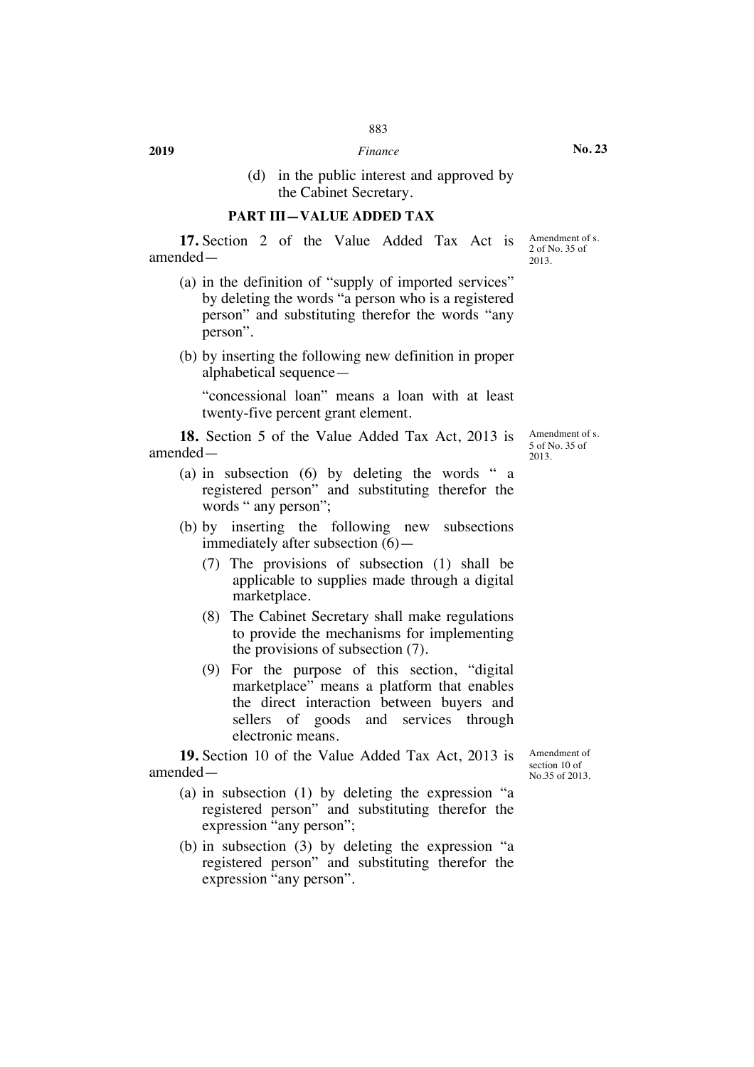(d) in the public interest and approved by the Cabinet Secretary.

## PART III—VALUE ADDED TAX

Amendment of s. 2 of No. 35 of 2013.

**17.** Section 2 of the Value Added Tax Act is amended—

(a) in the definition of "supply of imported services" by deleting the words "a person who is a registered person" and substituting therefor the words "any person".

(b) by inserting the following new definition in proper alphabetical sequence—

"concessional loan" means a loan with at least twenty-five percent grant element.

Amendment of s. 5 of No. 35 of 2013.

**18.** Section 5 of the Value Added Tax Act, 2013 is amended—

(a) in subsection (6) by deleting the words " a registered person" and substituting therefor the words " any person";

(b) by inserting the following new subsections immediately after subsection (6)—

(7) The provisions of subsection (1) shall be applicable to supplies made through a digital marketplace.

(8) The Cabinet Secretary shall make regulations to provide the mechanisms for implementing the provisions of subsection (7).

(9) For the purpose of this section, "digital marketplace" means a platform that enables the direct interaction between buyers and sellers of goods and services through electronic means.

Amendment of section 10 of No.35 of 2013.

**19.** Section 10 of the Value Added Tax Act, 2013 is amended—

(a) in subsection (1) by deleting the expression "a registered person" and substituting therefor the expression "any person";

(b) in subsection (3) by deleting the expression "a registered person" and substituting therefor the expression "any person".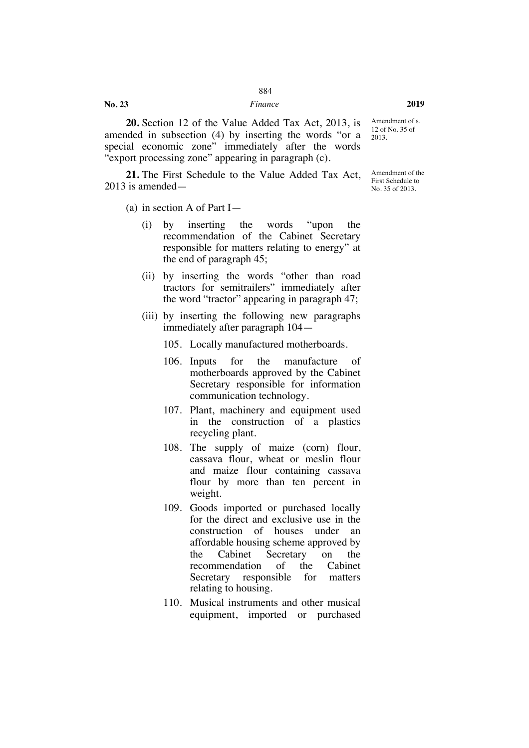**20.** Section 12 of the Value Added Tax Act, 2013, is amended in subsection (4) by inserting the words "or a special economic zone" immediately after the words "export processing zone" appearing in paragraph (c).

Amendment of s. 12 of No. 35 of 2013.

**21.** The First Schedule to the Value Added Tax Act, 2013 is amended—

Amendment of the First Schedule to No. 35 of 2013.

(a) in section A of Part I—

(i) by inserting the words "upon the recommendation of the Cabinet Secretary responsible for matters relating to energy" at the end of paragraph 45;

(ii) by inserting the words "other than road tractors for semitrailers" immediately after the word "tractor" appearing in paragraph 47;

(iii) by inserting the following new paragraphs immediately after paragraph 104—

105. Locally manufactured motherboards.

106. Inputs for the manufacture of motherboards approved by the Cabinet Secretary responsible for information communication technology.

107. Plant, machinery and equipment used in the construction of a plastics recycling plant.

108. The supply of maize (corn) flour, cassava flour, wheat or meslin flour and maize flour containing cassava flour by more than ten percent in weight.

109. Goods imported or purchased locally for the direct and exclusive use in the construction of houses under an affordable housing scheme approved by the Cabinet Secretary on the recommendation of the Cabinet Secretary responsible for matters relating to housing.

110. Musical instruments and other musical equipment, imported or purchased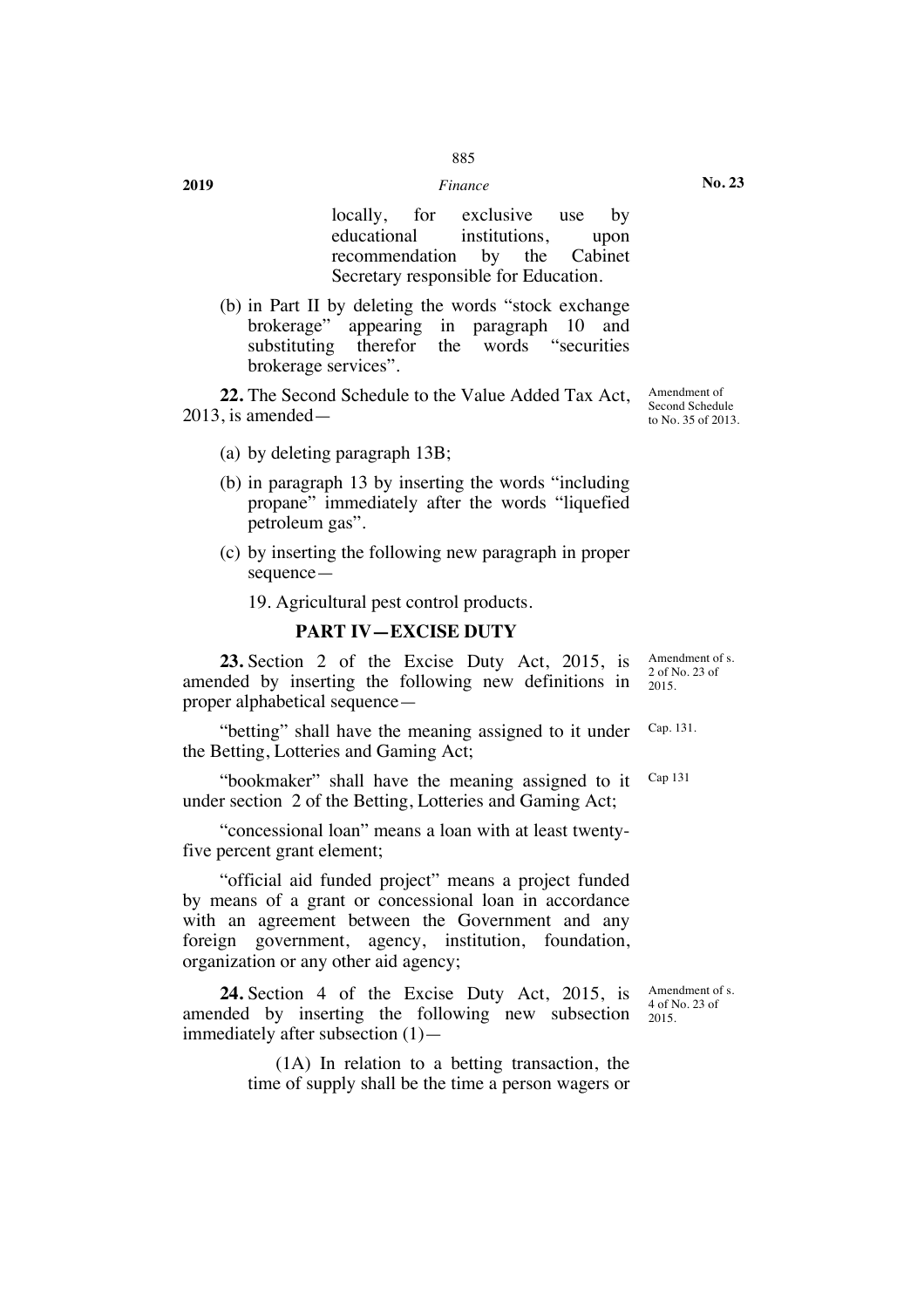locally, for exclusive use by educational institutions, upon recommendation by the Cabinet Secretary responsible for Education.

(b) in Part II by deleting the words "stock exchange brokerage" appearing in paragraph 10 and substituting therefor the words "securities brokerage services".

**22.** The Second Schedule to the Value Added Tax Act, 2013, is amended—

Amendment of Second Schedule to No. 35 of 2013.

(a) by deleting paragraph 13B;

(b) in paragraph 13 by inserting the words "including propane" immediately after the words "liquefied petroleum gas".

(c) by inserting the following new paragraph in proper sequence—

19. Agricultural pest control products.

## PART IV—EXCISE DUTY

**23.** Section 2 of the Excise Duty Act, 2015, is amended by inserting the following new definitions in proper alphabetical sequence—

Amendment of s. 2 of No. 23 of 2015.

"betting" shall have the meaning assigned to it under the Betting, Lotteries and Gaming Act;

Cap. 131.

"bookmaker" shall have the meaning assigned to it under section 2 of the Betting, Lotteries and Gaming Act;

Cap 131

"concessional loan" means a loan with at least twenty-five percent grant element;

"official aid funded project" means a project funded by means of a grant or concessional loan in accordance with an agreement between the Government and any foreign government, agency, institution, foundation, organization or any other aid agency;

**24.** Section 4 of the Excise Duty Act, 2015, is amended by inserting the following new subsection immediately after subsection (1)—

Amendment of s. 4 of No. 23 of 2015.

(1A) In relation to a betting transaction, the time of supply shall be the time a person wagers or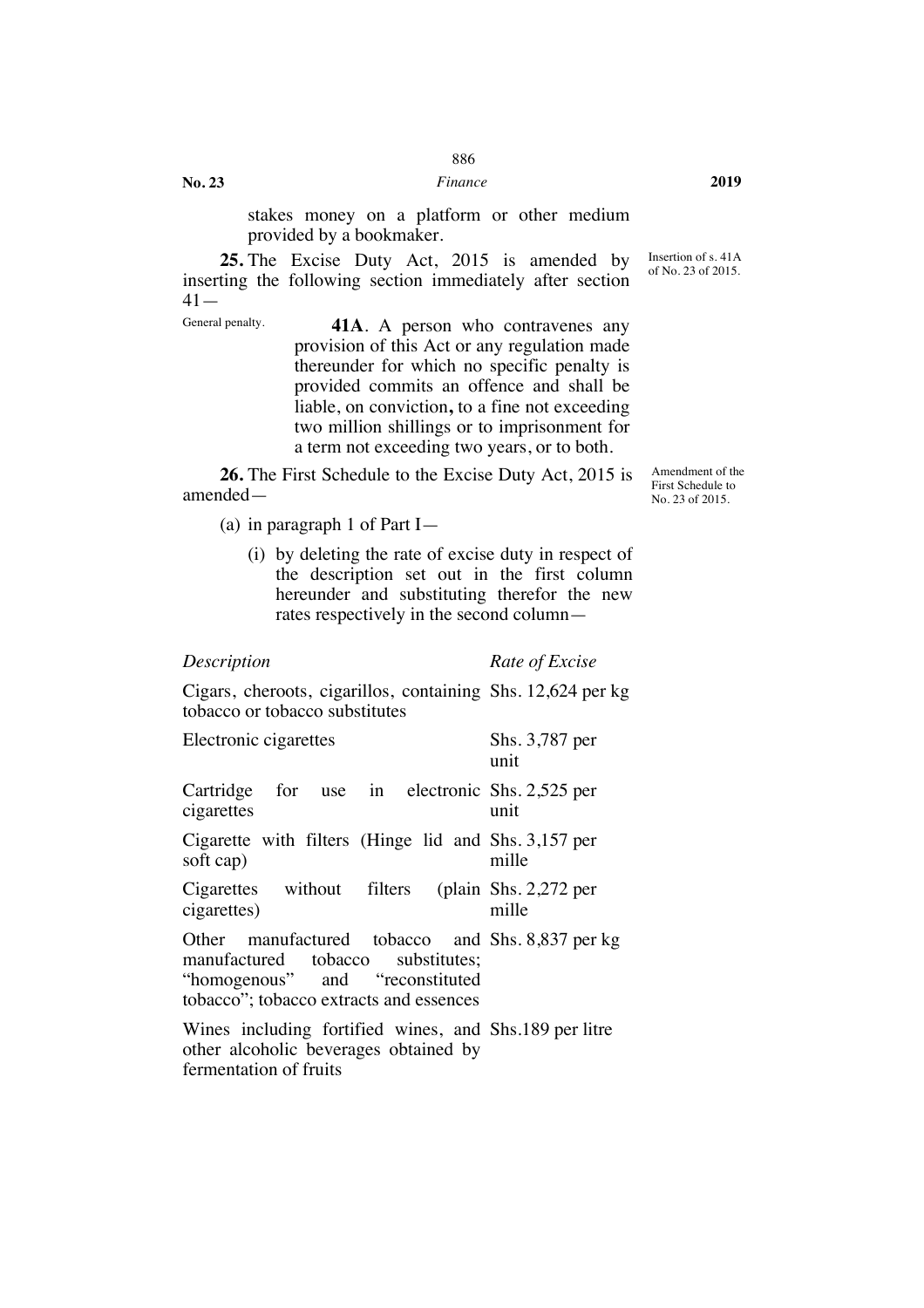stakes money on a platform or other medium provided by a bookmaker.

Insertion of s. 41A of No. 23 of 2015.

**25.** The Excise Duty Act, 2015 is amended by inserting the following section immediately after section 41—

General penalty.

**41A**. A person who contravenes any provision of this Act or any regulation made thereunder for which no specific penalty is provided commits an offence and shall be liable, on conviction**,** to a fine not exceeding two million shillings or to imprisonment for a term not exceeding two years, or to both.

Amendment of the First Schedule to No. 23 of 2015.

**26.** The First Schedule to the Excise Duty Act, 2015 is amended—

(a) in paragraph 1 of Part I—

(i) by deleting the rate of excise duty in respect of the description set out in the first column hereunder and substituting therefor the new rates respectively in the second column—

| *Description* | *Rate of Excise* |
| --- | --- |
| Cigars, cheroots, cigarillos, containing tobacco or tobacco substitutes | Shs. 12,624 per kg |
| Electronic cigarettes | Shs. 3,787 per unit |
| Cartridge for use in electronic cigarettes | Shs. 2,525 per unit |
| Cigarette with filters (Hinge lid and soft cap) | Shs. 3,157 per mille |
| Cigarettes without filters (plain cigarettes) | Shs. 2,272 per mille |
| Other manufactured tobacco and manufactured tobacco substitutes; “homogenous” and “reconstituted tobacco”; tobacco extracts and essences | Shs. 8,837 per kg |
| Wines including fortified wines, and other alcoholic beverages obtained by fermentation of fruits | Shs.189 per litre |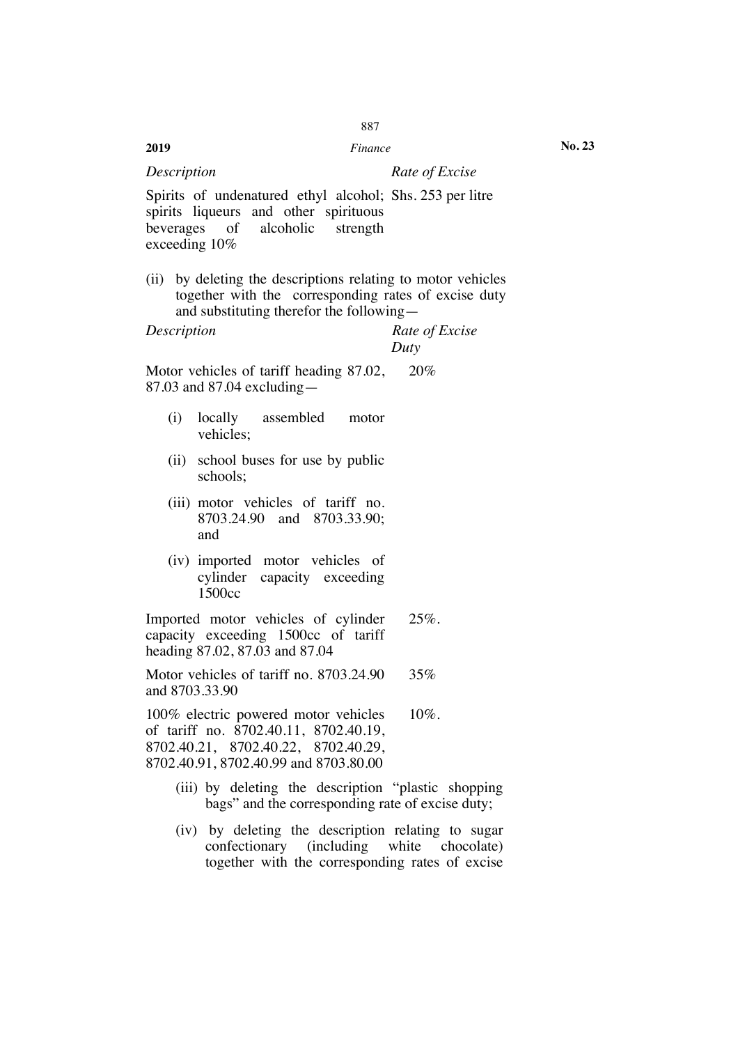| *Description* | *Rate of Excise* |
|---|---|
| Spirits of undenatured ethyl alcohol; spirits liqueurs and other spirituous beverages of alcoholic strength exceeding 10% | Shs. 253 per litre |

(ii) by deleting the descriptions relating to motor vehicles together with the corresponding rates of excise duty and substituting therefor the following—

| *Description* | *Rate of Excise Duty* |
|---|---|
| Motor vehicles of tariff heading 87.02, 87.03 and 87.04 excluding—<br>(i) locally assembled motor vehicles;<br>(ii) school buses for use by public schools;<br>(iii) motor vehicles of tariff no. 8703.24.90 and 8703.33.90; and<br>(iv) imported motor vehicles of cylinder capacity exceeding 1500cc | 20% |
| Imported motor vehicles of cylinder capacity exceeding 1500cc of tariff heading 87.02, 87.03 and 87.04 | 25%. |
| Motor vehicles of tariff no. 8703.24.90 and 8703.33.90 | 35% |
| 100% electric powered motor vehicles of tariff no. 8702.40.11, 8702.40.19, 8702.40.21, 8702.40.22, 8702.40.29, 8702.40.91, 8702.40.99 and 8703.80.00 | 10%. |

(iii) by deleting the description "plastic shopping bags" and the corresponding rate of excise duty;

(iv) by deleting the description relating to sugar confectionary (including white chocolate) together with the corresponding rates of excise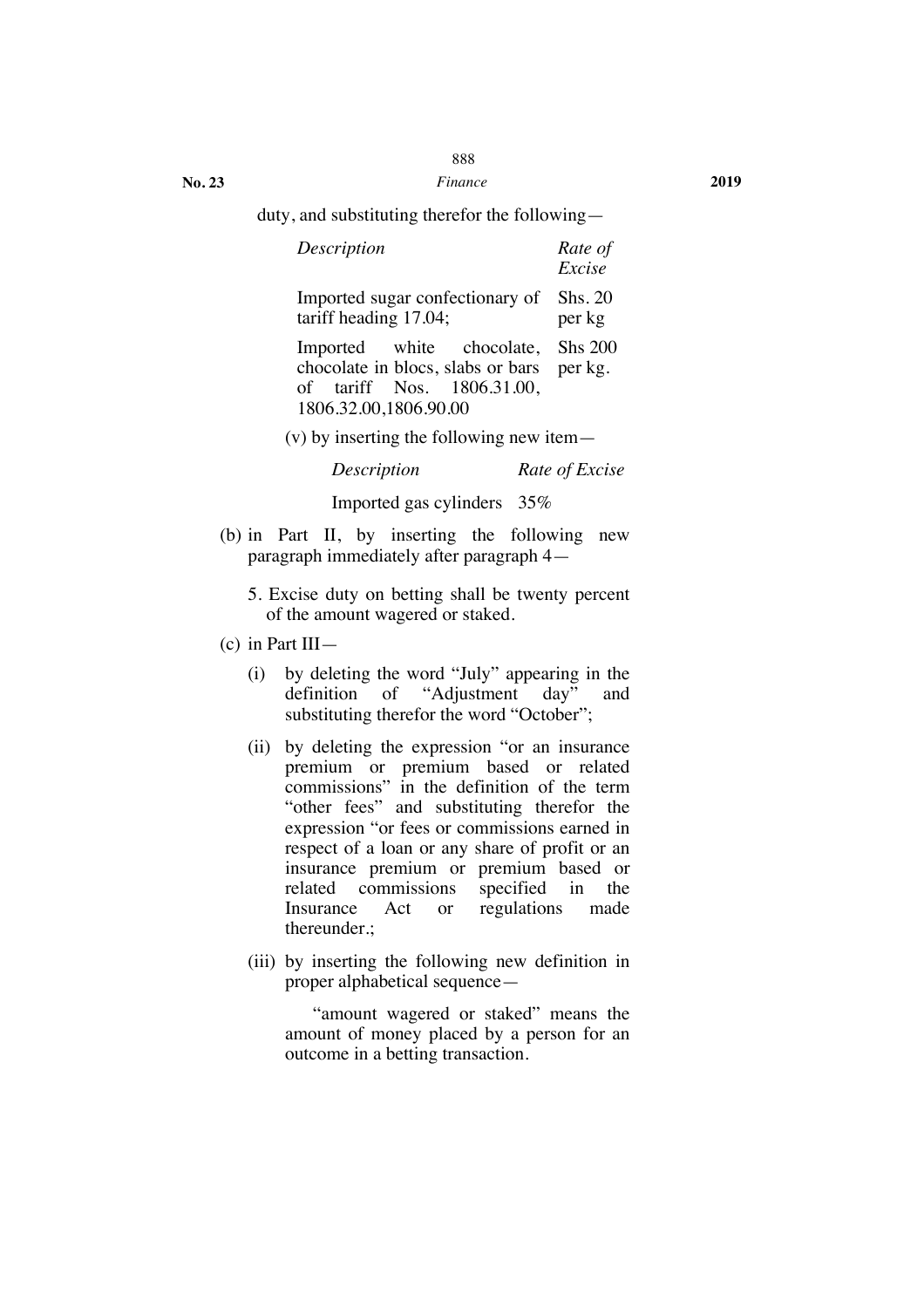duty, and substituting therefor the following—

| *Description* | *Rate of Excise* |
|---|---|
| Imported sugar confectionary of tariff heading 17.04; | Shs. 20 per kg |
| Imported white chocolate, chocolate in blocs, slabs or bars of tariff Nos. 1806.31.00, 1806.32.00,1806.90.00 | Shs 200 per kg. |

(v) by inserting the following new item—

| *Description* | *Rate of Excise* |
|---|---|
| Imported gas cylinders | 35% |

(b) in Part II, by inserting the following new paragraph immediately after paragraph 4—

5. Excise duty on betting shall be twenty percent of the amount wagered or staked.

(c) in Part III—

(i) by deleting the word "July" appearing in the definition of "Adjustment day" and substituting therefor the word "October";

(ii) by deleting the expression "or an insurance premium or premium based or related commissions" in the definition of the term "other fees" and substituting therefor the expression "or fees or commissions earned in respect of a loan or any share of profit or an insurance premium or premium based or related commissions specified in the Insurance Act or regulations made thereunder.;

(iii) by inserting the following new definition in proper alphabetical sequence—

"amount wagered or staked" means the amount of money placed by a person for an outcome in a betting transaction.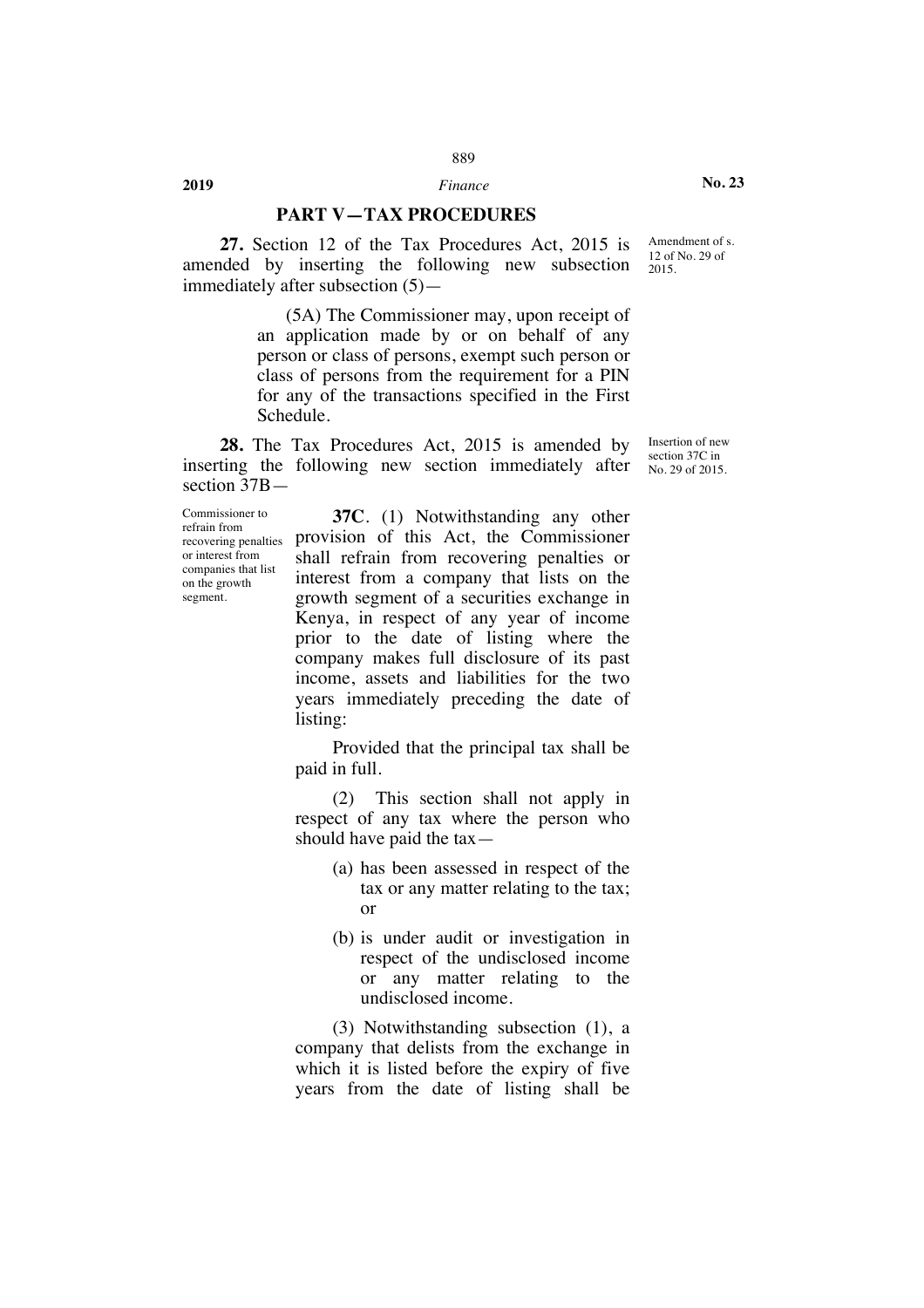## PART V—TAX PROCEDURES

Amendment of s. 12 of No. 29 of 2015.

**27.** Section 12 of the Tax Procedures Act, 2015 is amended by inserting the following new subsection immediately after subsection (5)—

> (5A) The Commissioner may, upon receipt of an application made by or on behalf of any person or class of persons, exempt such person or class of persons from the requirement for a PIN for any of the transactions specified in the First Schedule.

Insertion of new section 37C in No. 29 of 2015.

**28.** The Tax Procedures Act, 2015 is amended by inserting the following new section immediately after section 37B—

Commissioner to refrain from recovering penalties or interest from companies that list on the growth segment.

> **37C**. (1) Notwithstanding any other provision of this Act, the Commissioner shall refrain from recovering penalties or interest from a company that lists on the growth segment of a securities exchange in Kenya, in respect of any year of income prior to the date of listing where the company makes full disclosure of its past income, assets and liabilities for the two years immediately preceding the date of listing:
>
> Provided that the principal tax shall be paid in full.
>
> (2) This section shall not apply in respect of any tax where the person who should have paid the tax—
>
> (a) has been assessed in respect of the tax or any matter relating to the tax; or
>
> (b) is under audit or investigation in respect of the undisclosed income or any matter relating to the undisclosed income.
>
> (3) Notwithstanding subsection (1), a company that delists from the exchange in which it is listed before the expiry of five years from the date of listing shall be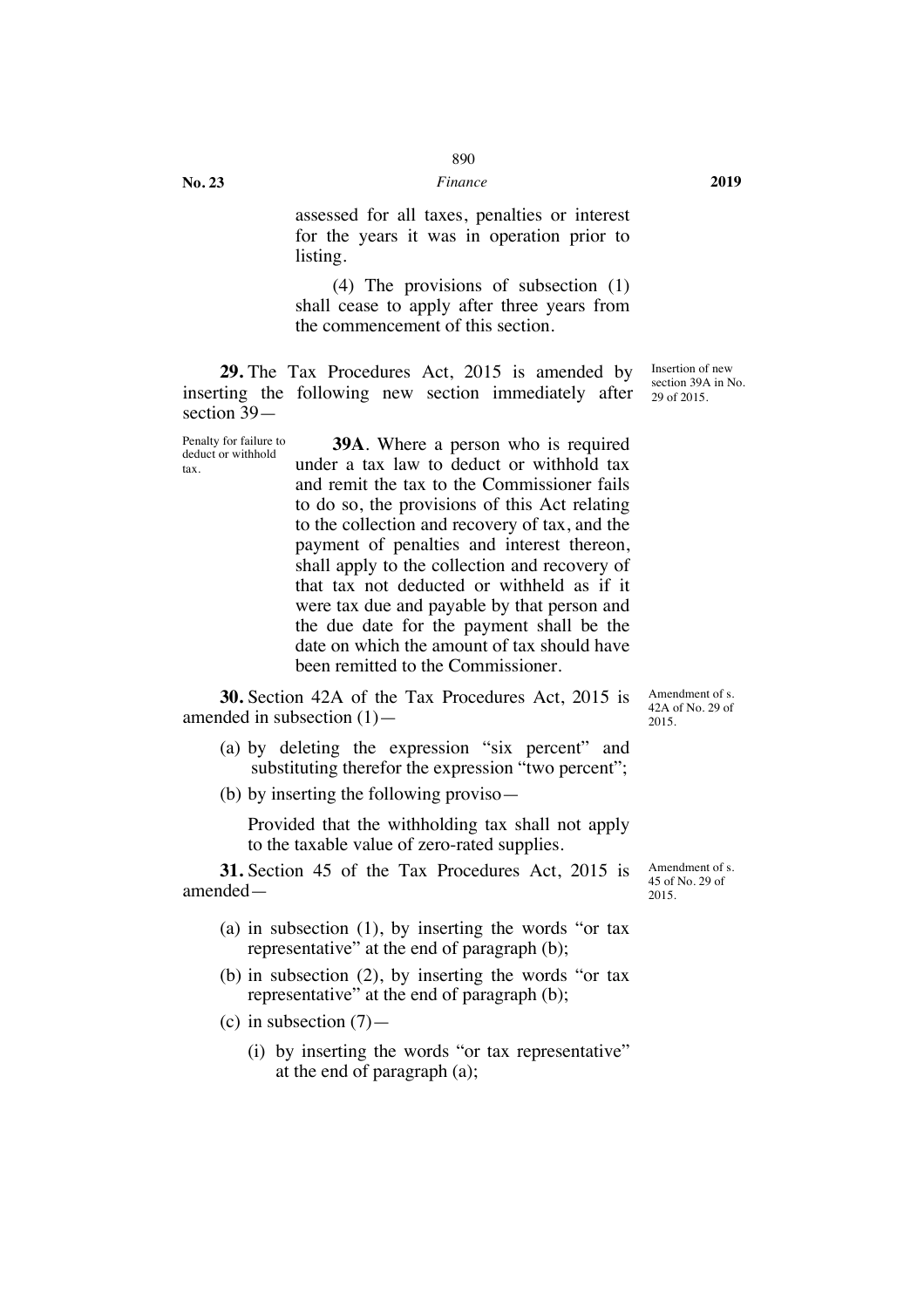assessed for all taxes, penalties or interest for the years it was in operation prior to listing.

(4) The provisions of subsection (1) shall cease to apply after three years from the commencement of this section.

*Insertion of new section 39A in No. 29 of 2015.*

**29.** The Tax Procedures Act, 2015 is amended by inserting the following new section immediately after section 39—

*Penalty for failure to deduct or withhold tax.*

**39A**. Where a person who is required under a tax law to deduct or withhold tax and remit the tax to the Commissioner fails to do so, the provisions of this Act relating to the collection and recovery of tax, and the payment of penalties and interest thereon, shall apply to the collection and recovery of that tax not deducted or withheld as if it were tax due and payable by that person and the due date for the payment shall be the date on which the amount of tax should have been remitted to the Commissioner.

*Amendment of s. 42A of No. 29 of 2015.*

**30.** Section 42A of the Tax Procedures Act, 2015 is amended in subsection (1)—

(a) by deleting the expression "six percent" and substituting therefor the expression "two percent";

(b) by inserting the following proviso—

Provided that the withholding tax shall not apply to the taxable value of zero-rated supplies.

*Amendment of s. 45 of No. 29 of 2015.*

**31.** Section 45 of the Tax Procedures Act, 2015 is amended—

(a) in subsection (1), by inserting the words "or tax representative" at the end of paragraph (b);

(b) in subsection (2), by inserting the words "or tax representative" at the end of paragraph (b);

(c) in subsection (7)—

(i) by inserting the words "or tax representative" at the end of paragraph (a);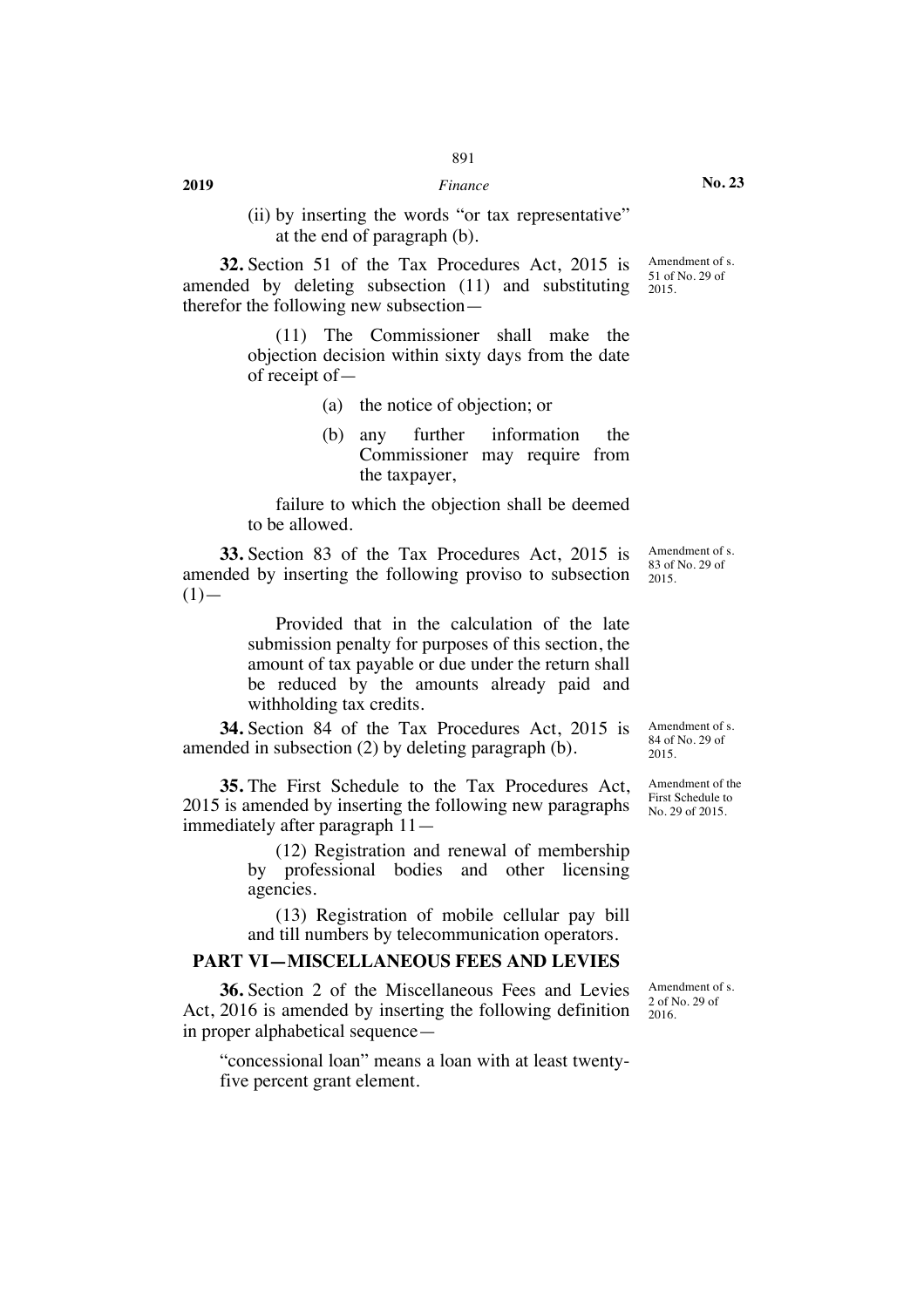(ii) by inserting the words "or tax representative" at the end of paragraph (b).

**32.** Section 51 of the Tax Procedures Act, 2015 is amended by deleting subsection (11) and substituting therefor the following new subsection—

Amendment of s. 51 of No. 29 of 2015.

(11) The Commissioner shall make the objection decision within sixty days from the date of receipt of—

(a) the notice of objection; or

(b) any further information the Commissioner may require from the taxpayer,

failure to which the objection shall be deemed to be allowed.

**33.** Section 83 of the Tax Procedures Act, 2015 is amended by inserting the following proviso to subsection (1)—

Amendment of s. 83 of No. 29 of 2015.

Provided that in the calculation of the late submission penalty for purposes of this section, the amount of tax payable or due under the return shall be reduced by the amounts already paid and withholding tax credits.

**34.** Section 84 of the Tax Procedures Act, 2015 is amended in subsection (2) by deleting paragraph (b).

Amendment of s. 84 of No. 29 of 2015.

**35.** The First Schedule to the Tax Procedures Act, 2015 is amended by inserting the following new paragraphs immediately after paragraph 11—

Amendment of the First Schedule to No. 29 of 2015.

(12) Registration and renewal of membership by professional bodies and other licensing agencies.

(13) Registration of mobile cellular pay bill and till numbers by telecommunication operators.

## PART VI—MISCELLANEOUS FEES AND LEVIES

**36.** Section 2 of the Miscellaneous Fees and Levies Act, 2016 is amended by inserting the following definition in proper alphabetical sequence—

Amendment of s. 2 of No. 29 of 2016.

"concessional loan" means a loan with at least twenty-five percent grant element.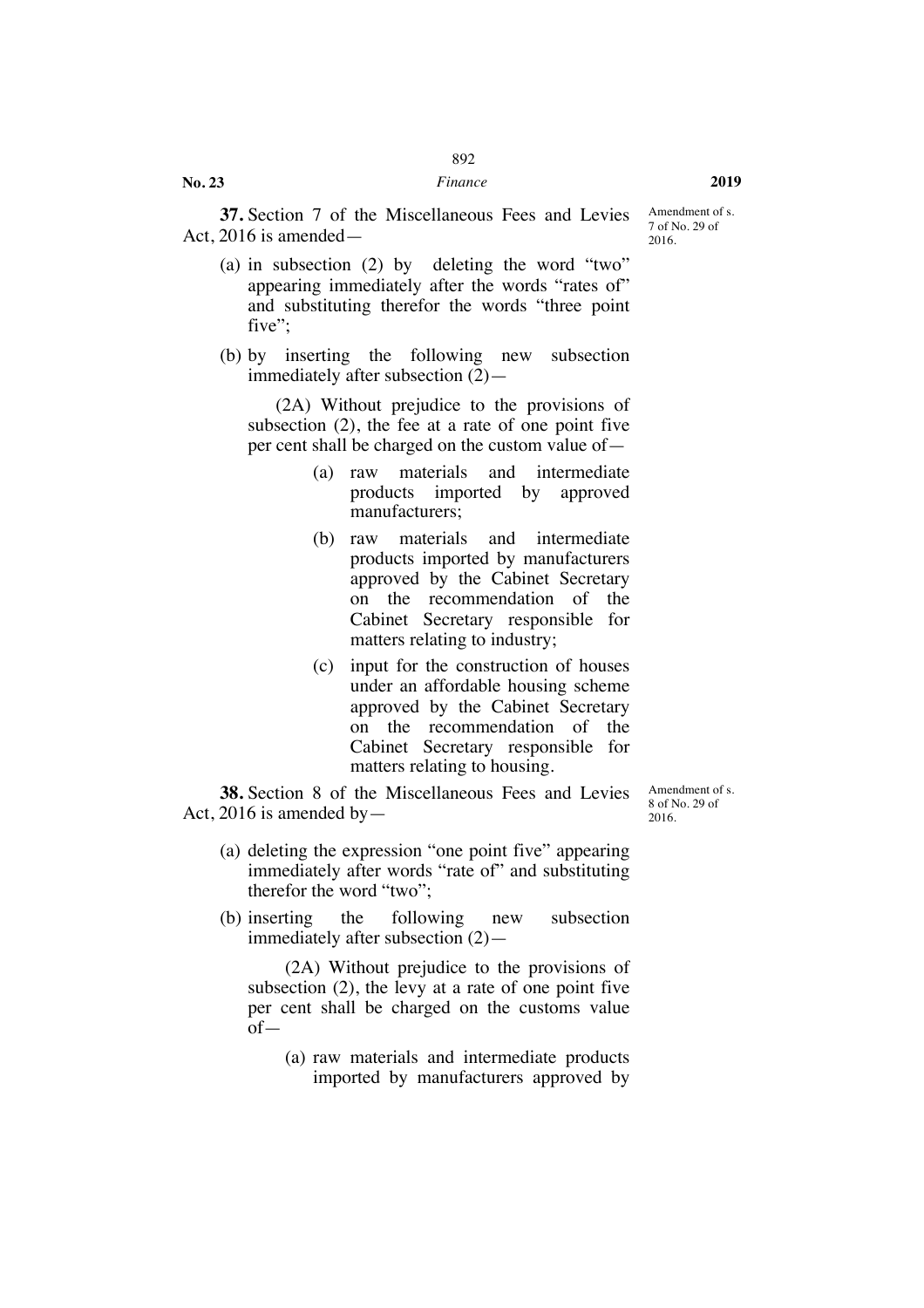**37.** Section 7 of the Miscellaneous Fees and Levies Act, 2016 is amended—

Amendment of s. 7 of No. 29 of 2016.

(a) in subsection (2) by deleting the word "two" appearing immediately after the words "rates of" and substituting therefor the words "three point five";

(b) by inserting the following new subsection immediately after subsection (2)—

(2A) Without prejudice to the provisions of subsection (2), the fee at a rate of one point five per cent shall be charged on the custom value of—

(a) raw materials and intermediate products imported by approved manufacturers;

(b) raw materials and intermediate products imported by manufacturers approved by the Cabinet Secretary on the recommendation of the Cabinet Secretary responsible for matters relating to industry;

(c) input for the construction of houses under an affordable housing scheme approved by the Cabinet Secretary on the recommendation of the Cabinet Secretary responsible for matters relating to housing.

**38.** Section 8 of the Miscellaneous Fees and Levies Act, 2016 is amended by—

Amendment of s. 8 of No. 29 of 2016.

(a) deleting the expression "one point five" appearing immediately after words "rate of" and substituting therefor the word "two";

(b) inserting the following new subsection immediately after subsection (2)—

(2A) Without prejudice to the provisions of subsection (2), the levy at a rate of one point five per cent shall be charged on the customs value of—

(a) raw materials and intermediate products imported by manufacturers approved by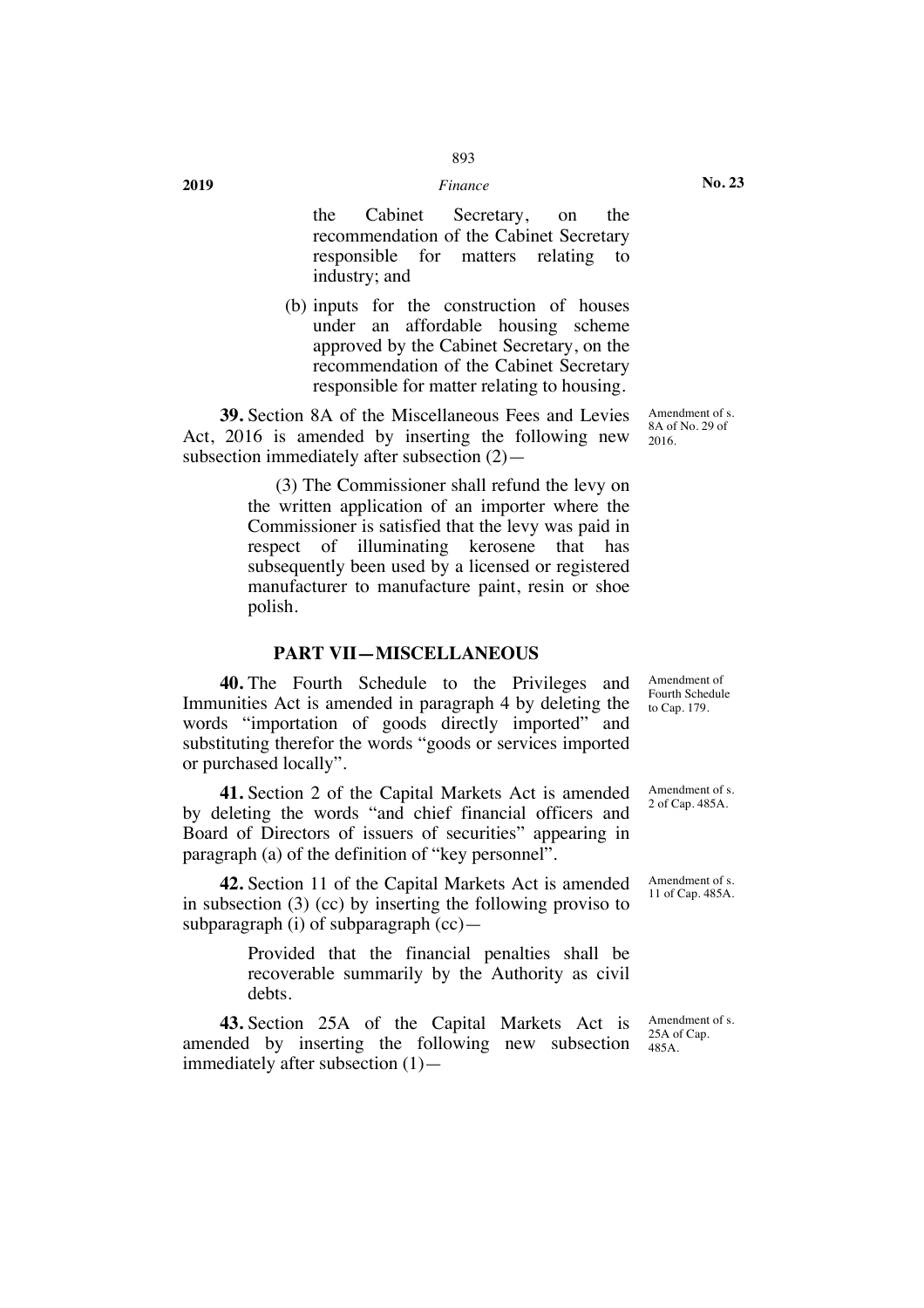the Cabinet Secretary, on the recommendation of the Cabinet Secretary responsible for matters relating to industry; and

(b) inputs for the construction of houses under an affordable housing scheme approved by the Cabinet Secretary, on the recommendation of the Cabinet Secretary responsible for matter relating to housing.

**39.** Section 8A of the Miscellaneous Fees and Levies Act, 2016 is amended by inserting the following new subsection immediately after subsection (2)—

*Amendment of s. 8A of No. 29 of 2016.*

> (3) The Commissioner shall refund the levy on the written application of an importer where the Commissioner is satisfied that the levy was paid in respect of illuminating kerosene that has subsequently been used by a licensed or registered manufacturer to manufacture paint, resin or shoe polish.

## PART VII—MISCELLANEOUS

**40.** The Fourth Schedule to the Privileges and Immunities Act is amended in paragraph 4 by deleting the words "importation of goods directly imported" and substituting therefor the words "goods or services imported or purchased locally".

*Amendment of Fourth Schedule to Cap. 179.*

**41.** Section 2 of the Capital Markets Act is amended by deleting the words "and chief financial officers and Board of Directors of issuers of securities" appearing in paragraph (a) of the definition of "key personnel".

*Amendment of s. 2 of Cap. 485A.*

**42.** Section 11 of the Capital Markets Act is amended in subsection (3) (cc) by inserting the following proviso to subparagraph (i) of subparagraph (cc)—

*Amendment of s. 11 of Cap. 485A.*

> Provided that the financial penalties shall be recoverable summarily by the Authority as civil debts.

**43.** Section 25A of the Capital Markets Act is amended by inserting the following new subsection immediately after subsection (1)—

*Amendment of s. 25A of Cap. 485A.*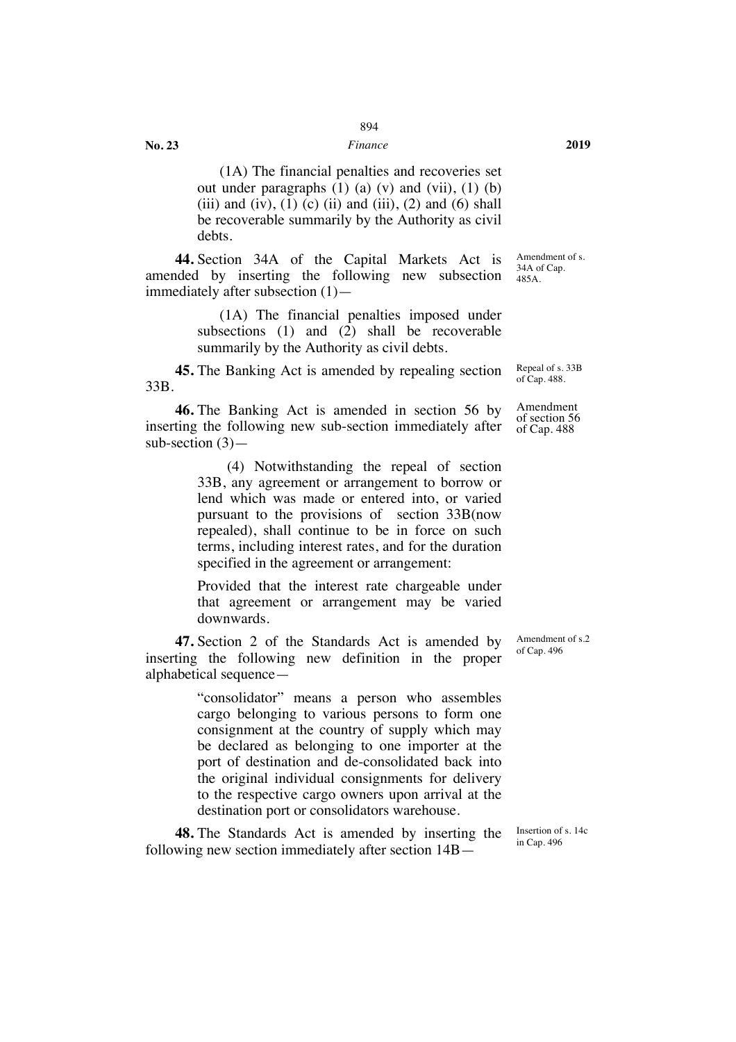(1A) The financial penalties and recoveries set out under paragraphs (1) (a) (v) and (vii), (1) (b) (iii) and (iv), (1) (c) (ii) and (iii), (2) and (6) shall be recoverable summarily by the Authority as civil debts.

**44.** Section 34A of the Capital Markets Act is amended by inserting the following new subsection immediately after subsection (1)—

Amendment of s. 34A of Cap. 485A.

> (1A) The financial penalties imposed under subsections (1) and (2) shall be recoverable summarily by the Authority as civil debts.

**45.** The Banking Act is amended by repealing section 33B.

Repeal of s. 33B of Cap. 488.

**46.** The Banking Act is amended in section 56 by inserting the following new sub-section immediately after sub-section (3)—

Amendment of section 56 of Cap. 488

> (4) Notwithstanding the repeal of section 33B, any agreement or arrangement to borrow or lend which was made or entered into, or varied pursuant to the provisions of section 33B(now repealed), shall continue to be in force on such terms, including interest rates, and for the duration specified in the agreement or arrangement:
>
> Provided that the interest rate chargeable under that agreement or arrangement may be varied downwards.

**47.** Section 2 of the Standards Act is amended by inserting the following new definition in the proper alphabetical sequence—

Amendment of s.2 of Cap. 496

> "consolidator" means a person who assembles cargo belonging to various persons to form one consignment at the country of supply which may be declared as belonging to one importer at the port of destination and de-consolidated back into the original individual consignments for delivery to the respective cargo owners upon arrival at the destination port or consolidators warehouse.

**48.** The Standards Act is amended by inserting the following new section immediately after section 14B—

Insertion of s. 14c in Cap. 496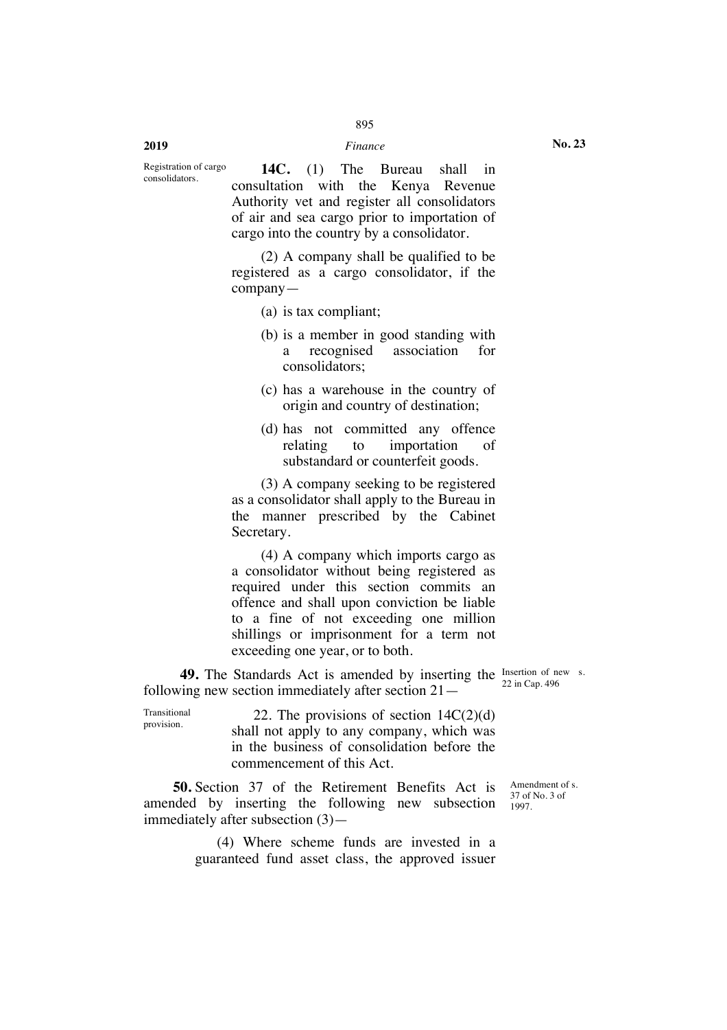Registration of cargo consolidators.

**14C.** (1) The Bureau shall in consultation with the Kenya Revenue Authority vet and register all consolidators of air and sea cargo prior to importation of cargo into the country by a consolidator.

(2) A company shall be qualified to be registered as a cargo consolidator, if the company—

(a) is tax compliant;

(b) is a member in good standing with a recognised association for consolidators;

(c) has a warehouse in the country of origin and country of destination;

(d) has not committed any offence relating to importation of substandard or counterfeit goods.

(3) A company seeking to be registered as a consolidator shall apply to the Bureau in the manner prescribed by the Cabinet Secretary.

(4) A company which imports cargo as a consolidator without being registered as required under this section commits an offence and shall upon conviction be liable to a fine of not exceeding one million shillings or imprisonment for a term not exceeding one year, or to both.

**49.** The Standards Act is amended by inserting the following new section immediately after section 21—

Insertion of new s. 22 in Cap. 496

Transitional provision.

22. The provisions of section 14C(2)(d) shall not apply to any company, which was in the business of consolidation before the commencement of this Act.

**50.** Section 37 of the Retirement Benefits Act is amended by inserting the following new subsection immediately after subsection (3)—

Amendment of s. 37 of No. 3 of 1997.

(4) Where scheme funds are invested in a guaranteed fund asset class, the approved issuer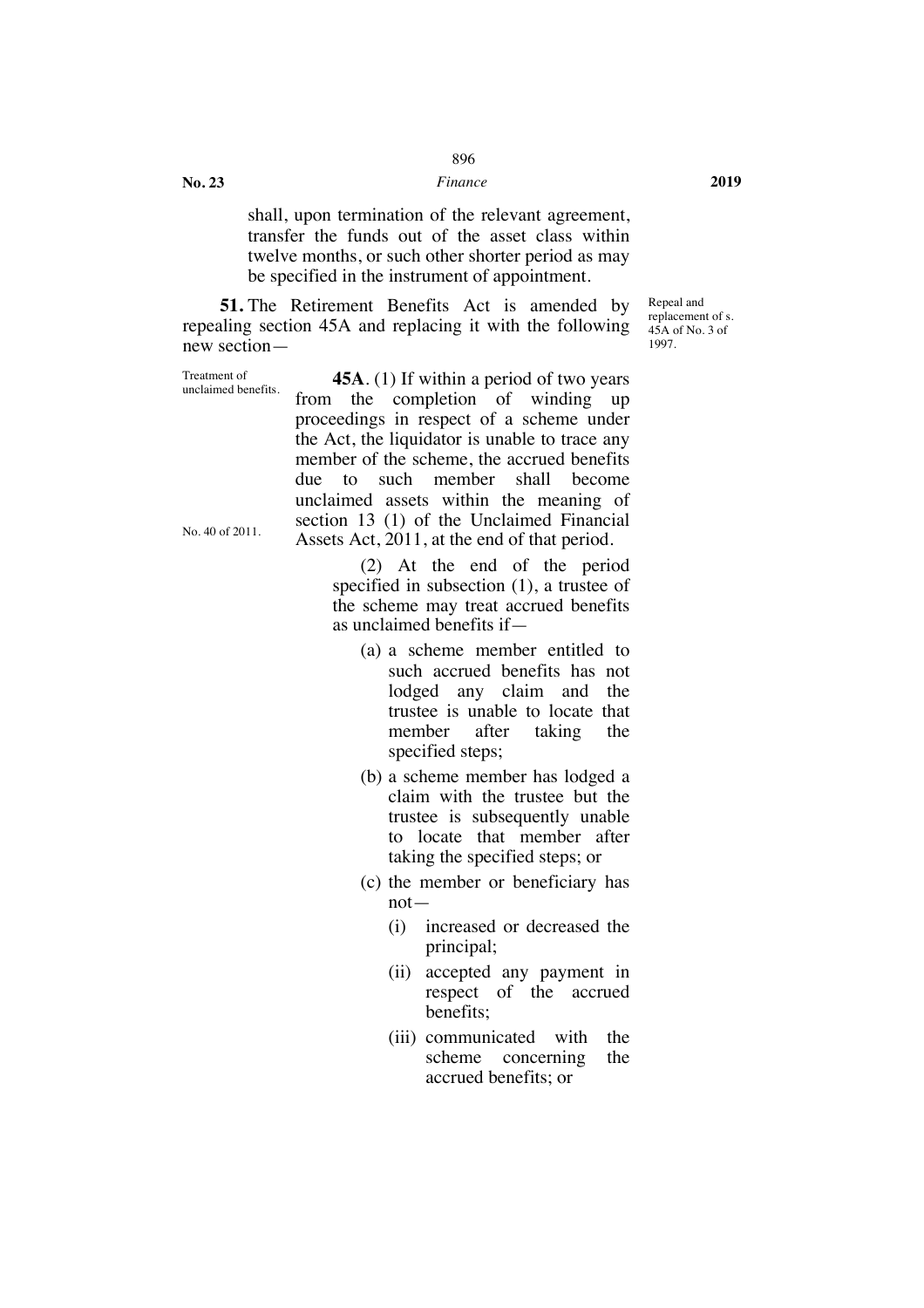shall, upon termination of the relevant agreement, transfer the funds out of the asset class within twelve months, or such other shorter period as may be specified in the instrument of appointment.

**51.** The Retirement Benefits Act is amended by repealing section 45A and replacing it with the following new section—

Repeal and replacement of s. 45A of No. 3 of 1997.

Treatment of unclaimed benefits.

**45A**. (1) If within a period of two years from the completion of winding up proceedings in respect of a scheme under the Act, the liquidator is unable to trace any member of the scheme, the accrued benefits due to such member shall become unclaimed assets within the meaning of section 13 (1) of the Unclaimed Financial Assets Act, 2011, at the end of that period.

No. 40 of 2011.

(2) At the end of the period specified in subsection (1), a trustee of the scheme may treat accrued benefits as unclaimed benefits if—

(a) a scheme member entitled to such accrued benefits has not lodged any claim and the trustee is unable to locate that member after taking the specified steps;

(b) a scheme member has lodged a claim with the trustee but the trustee is subsequently unable to locate that member after taking the specified steps; or

(c) the member or beneficiary has not—

(i) increased or decreased the principal;

(ii) accepted any payment in respect of the accrued benefits;

(iii) communicated with the scheme concerning the accrued benefits; or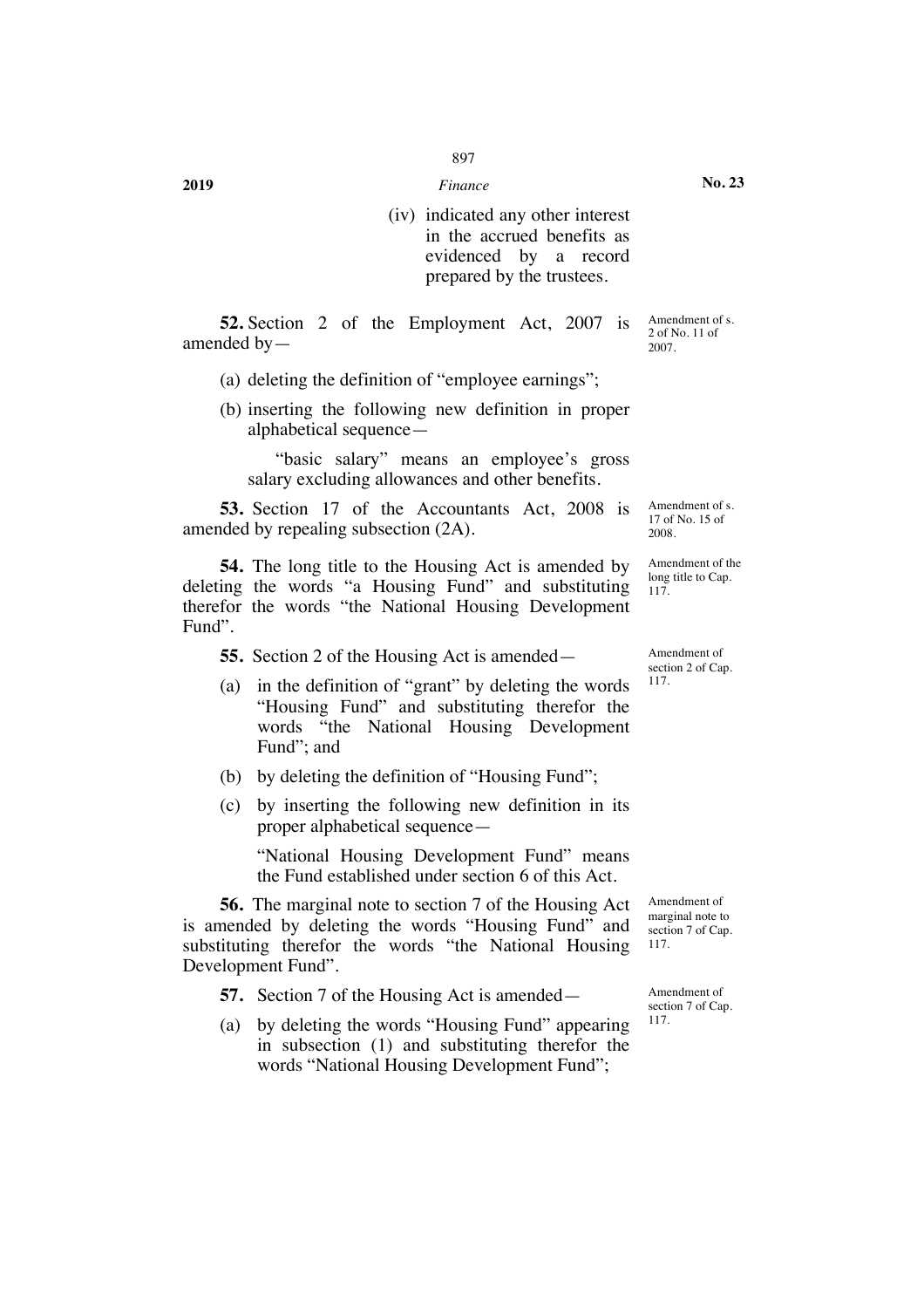(iv) indicated any other interest in the accrued benefits as evidenced by a record prepared by the trustees.

**52.** Section 2 of the Employment Act, 2007 is amended by—

Amendment of s. 2 of No. 11 of 2007.

(a) deleting the definition of "employee earnings";

(b) inserting the following new definition in proper alphabetical sequence—

"basic salary" means an employee's gross salary excluding allowances and other benefits.

**53.** Section 17 of the Accountants Act, 2008 is amended by repealing subsection (2A).

Amendment of s. 17 of No. 15 of 2008.

**54.** The long title to the Housing Act is amended by deleting the words "a Housing Fund" and substituting therefor the words "the National Housing Development Fund".

Amendment of the long title to Cap. 117.

**55.** Section 2 of the Housing Act is amended—

Amendment of section 2 of Cap. 117.

(a) in the definition of "grant" by deleting the words "Housing Fund" and substituting therefor the words "the National Housing Development Fund"; and

(b) by deleting the definition of "Housing Fund";

(c) by inserting the following new definition in its proper alphabetical sequence—

"National Housing Development Fund" means the Fund established under section 6 of this Act.

**56.** The marginal note to section 7 of the Housing Act is amended by deleting the words "Housing Fund" and substituting therefor the words "the National Housing Development Fund".

Amendment of marginal note to section 7 of Cap. 117.

**57.** Section 7 of the Housing Act is amended—

Amendment of section 7 of Cap. 117.

(a) by deleting the words "Housing Fund" appearing in subsection (1) and substituting therefor the words "National Housing Development Fund";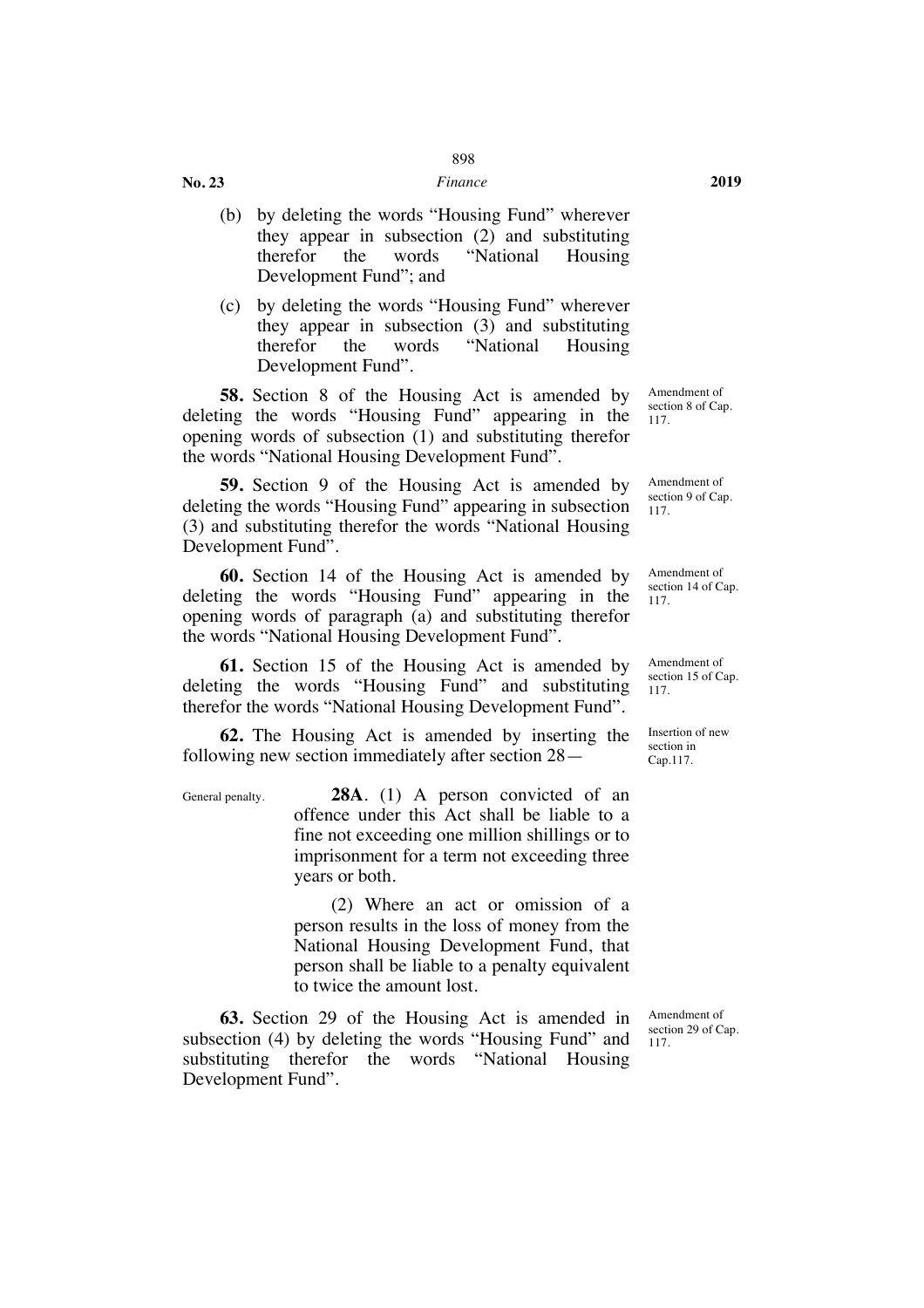(b) by deleting the words "Housing Fund" wherever they appear in subsection (2) and substituting therefor the words "National Housing Development Fund"; and

(c) by deleting the words "Housing Fund" wherever they appear in subsection (3) and substituting therefor the words "National Housing Development Fund".

*Amendment of section 8 of Cap. 117.*

**58.** Section 8 of the Housing Act is amended by deleting the words "Housing Fund" appearing in the opening words of subsection (1) and substituting therefor the words "National Housing Development Fund".

*Amendment of section 9 of Cap. 117.*

**59.** Section 9 of the Housing Act is amended by deleting the words "Housing Fund" appearing in subsection (3) and substituting therefor the words "National Housing Development Fund".

*Amendment of section 14 of Cap. 117.*

**60.** Section 14 of the Housing Act is amended by deleting the words "Housing Fund" appearing in the opening words of paragraph (a) and substituting therefor the words "National Housing Development Fund".

*Amendment of section 15 of Cap. 117.*

**61.** Section 15 of the Housing Act is amended by deleting the words "Housing Fund" and substituting therefor the words "National Housing Development Fund".

*Insertion of new section in Cap.117.*

**62.** The Housing Act is amended by inserting the following new section immediately after section 28—

*General penalty.*

**28A**. (1) A person convicted of an offence under this Act shall be liable to a fine not exceeding one million shillings or to imprisonment for a term not exceeding three years or both.

(2) Where an act or omission of a person results in the loss of money from the National Housing Development Fund, that person shall be liable to a penalty equivalent to twice the amount lost.

*Amendment of section 29 of Cap. 117.*

**63.** Section 29 of the Housing Act is amended in subsection (4) by deleting the words "Housing Fund" and substituting therefor the words "National Housing Development Fund".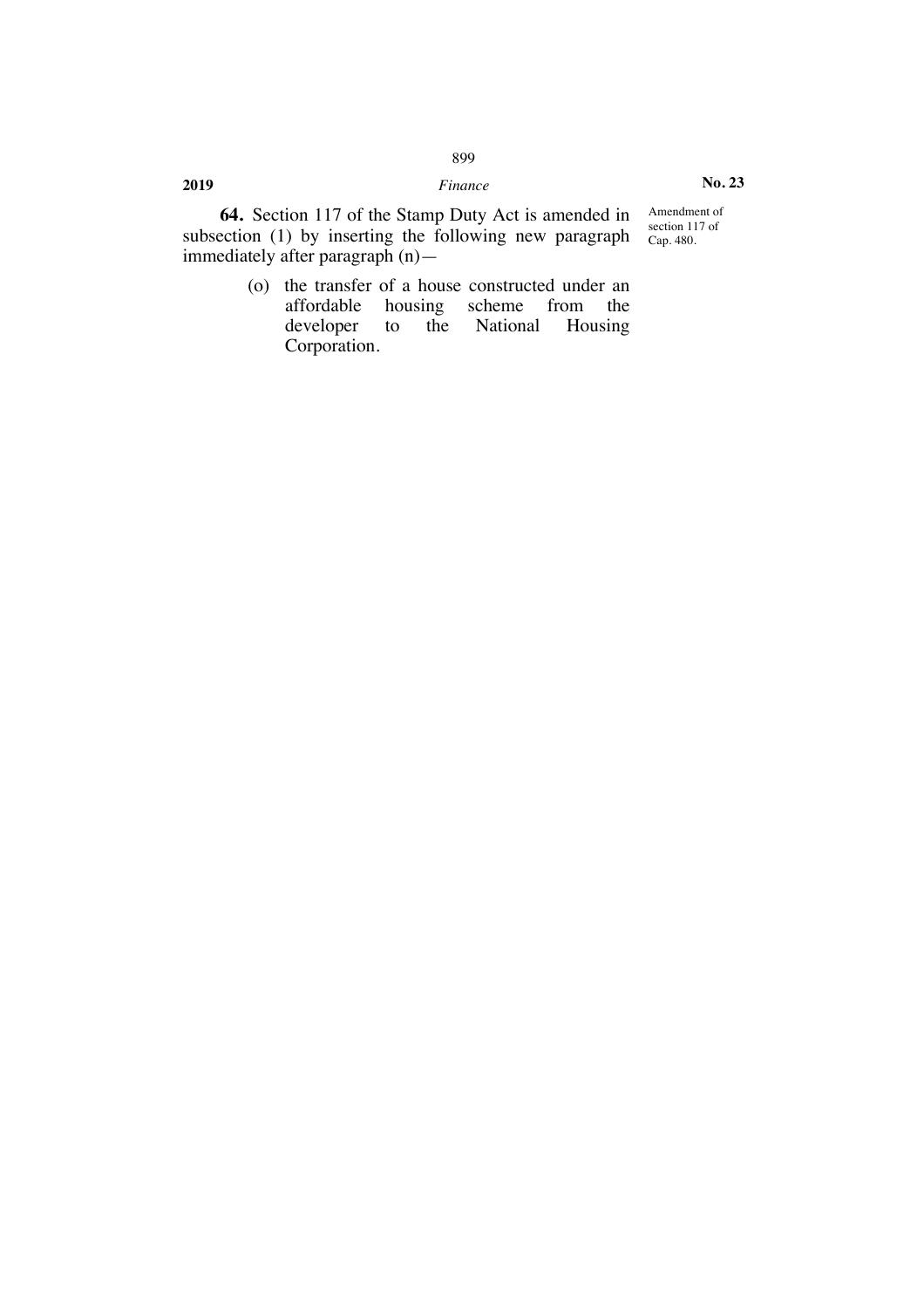**64.** Section 117 of the Stamp Duty Act is amended in subsection (1) by inserting the following new paragraph immediately after paragraph (n)—

Amendment of section 117 of Cap. 480.

(o) the transfer of a house constructed under an affordable housing scheme from the developer to the National Housing Corporation.